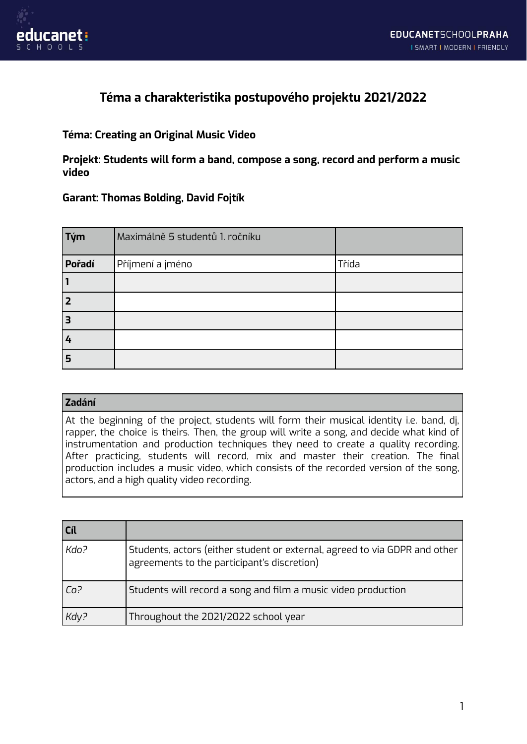# Téma a charakteristika postupového projektu 2021/2022

**Téma: Creating an Original Music Video**

**Projekt: Students will form a band, compose a song, record and perform a music video**

**Garant: Thomas Bolding, David Fojtík**

| **Tým** | Maximálně 5 studentů 1. ročníku | |
|---|---|---|
| **Pořadí** | Příjmení a jméno | Třída |
| **1** | | |
| **2** | | |
| **3** | | |
| **4** | | |
| **5** | | |

| **Zadání** |
|---|
| At the beginning of the project, students will form their musical identity i.e. band, dj, rapper, the choice is theirs. Then, the group will write a song, and decide what kind of instrumentation and production techniques they need to create a quality recording. After practicing, students will record, mix and master their creation. The final production includes a music video, which consists of the recorded version of the song, actors, and a high quality video recording. |

| **Cíl** | |
|---|---|
| *Kdo?* | Students, actors (either student or external, agreed to via GDPR and other agreements to the participant's discretion) |
| *Co?* | Students will record a song and film a music video production |
| *Kdy?* | Throughout the 2021/2022 school year |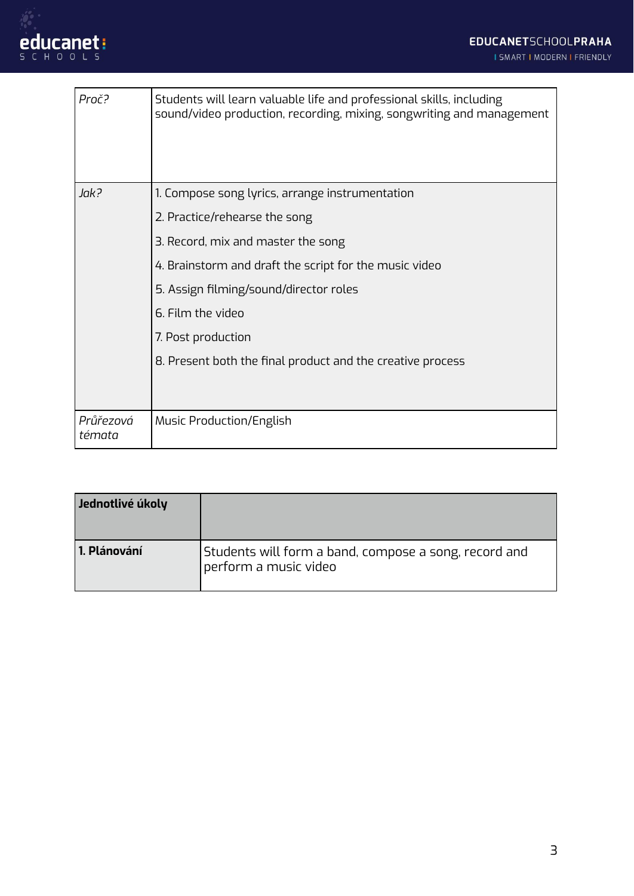| | |
|---|---|
| *Proč?* | Students will learn valuable life and professional skills, including sound/video production, recording, mixing, songwriting and management |
| *Jak?* | 1. Compose song lyrics, arrange instrumentation<br>2. Practice/rehearse the song<br>3. Record, mix and master the song<br>4. Brainstorm and draft the script for the music video<br>5. Assign filming/sound/director roles<br>6. Film the video<br>7. Post production<br>8. Present both the final product and the creative process |
| *Průřezová témata* | Music Production/English |

| **Jednotlivé úkoly** | |
|---|---|
| **1. Plánování** | Students will form a band, compose a song, record and perform a music video |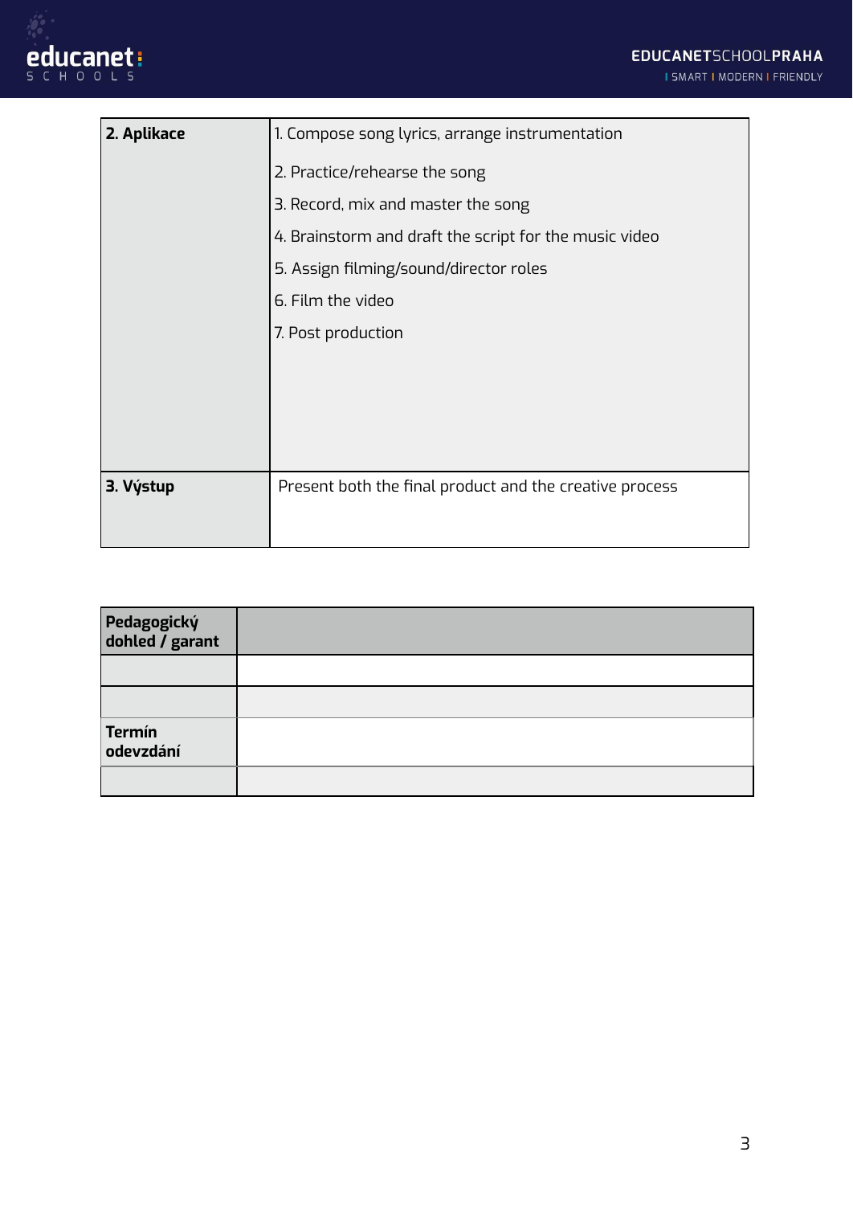| | |
|---|---|
| **2. Aplikace** | 1. Compose song lyrics, arrange instrumentation<br>2. Practice/rehearse the song<br>3. Record, mix and master the song<br>4. Brainstorm and draft the script for the music video<br>5. Assign filming/sound/director roles<br>6. Film the video<br>7. Post production |
| **3. Výstup** | Present both the final product and the creative process |

| **Pedagogický dohled / garant** | |
|---|---|
| | |
| | |
| **Termín odevzdání** | |
| | |